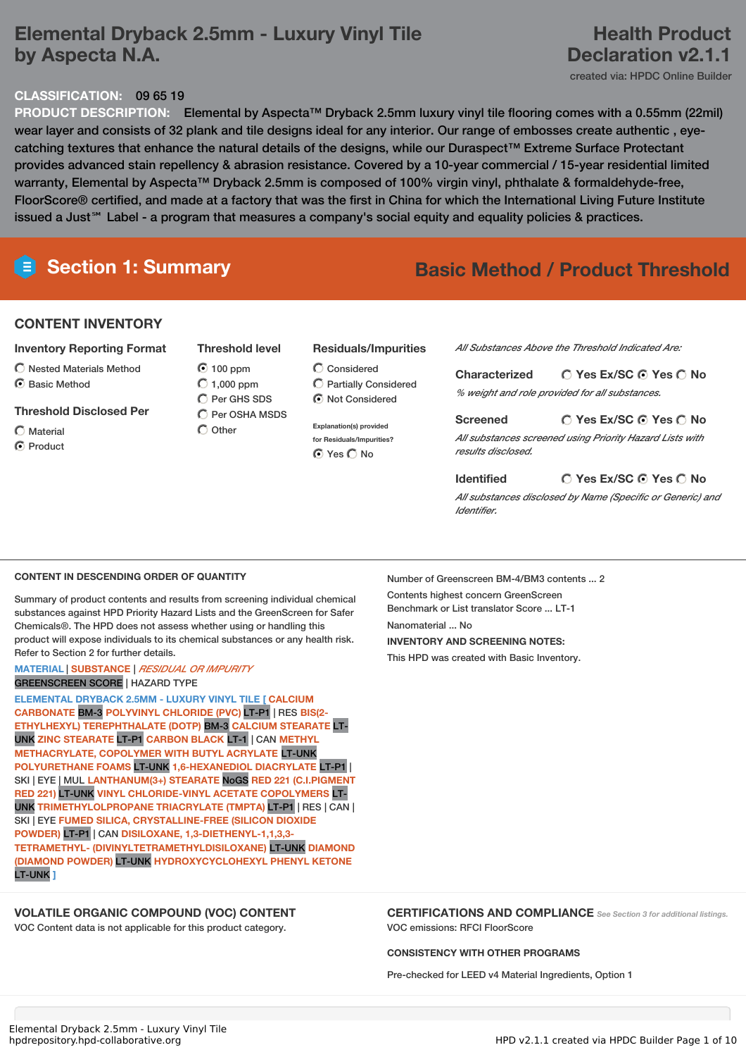# Elemental Dryback 2.5mm - Luxury Vinyl Tile by Aspecta N.A.

## Health Product Declaration v2.1.1

created via: HPDC Online Builder

**CLASSIFICATION:** 09 65 19

**PRODUCT DESCRIPTION:** Elemental by Aspecta™ Dryback 2.5mm luxury vinyl tile flooring comes with a 0.55mm (22mil) wear layer and consists of 32 plank and tile designs ideal for any interior. Our range of embosses create authentic , eye-catching textures that enhance the natural details of the designs, while our Duraspect™ Extreme Surface Protectant provides advanced stain repellency & abrasion resistance. Covered by a 10-year commercial / 15-year residential limited warranty, Elemental by Aspecta™ Dryback 2.5mm is composed of 100% virgin vinyl, phthalate & formaldehyde-free, FloorScore® certified, and made at a factory that was the first in China for which the International Living Future Institute issued a Just℠ Label - a program that measures a company's social equity and equality policies & practices.

## Section 1: Summary

**Basic Method / Product Threshold**

### CONTENT INVENTORY

**Inventory Reporting Format**
- ○ Nested Materials Method
- ◉ Basic Method

**Threshold Disclosed Per**
- ○ Material
- ◉ Product

**Threshold level**
- ◉ 100 ppm
- ○ 1,000 ppm
- ○ Per GHS SDS
- ○ Per OSHA MSDS
- ○ Other

**Residuals/Impurities**
- ○ Considered
- ○ Partially Considered
- ◉ Not Considered

Explanation(s) provided for Residuals/Impurities?
◉ Yes ○ No

*All Substances Above the Threshold Indicated Are:*

**Characterized** ○ Yes Ex/SC ◉ Yes ○ No
*% weight and role provided for all substances.*

**Screened** ○ Yes Ex/SC ◉ Yes ○ No
*All substances screened using Priority Hazard Lists with results disclosed.*

**Identified** ○ Yes Ex/SC ◉ Yes ○ No
*All substances disclosed by Name (Specific or Generic) and Identifier.*

### CONTENT IN DESCENDING ORDER OF QUANTITY

Summary of product contents and results from screening individual chemical substances against HPD Priority Hazard Lists and the GreenScreen for Safer Chemicals®. The HPD does not assess whether using or handling this product will expose individuals to its chemical substances or any health risk. Refer to Section 2 for further details.

MATERIAL | SUBSTANCE | *RESIDUAL OR IMPURITY*
GREENSCREEN SCORE | HAZARD TYPE

ELEMENTAL DRYBACK 2.5MM - LUXURY VINYL TILE [ CALCIUM CARBONATE BM-3 POLYVINYL CHLORIDE (PVC) LT-P1 | RES BIS(2-ETHYLHEXYL) TEREPHTHALATE (DOTP) BM-3 CALCIUM STEARATE LT-UNK ZINC STEARATE LT-P1 CARBON BLACK LT-1 | CAN METHYL METHACRYLATE, COPOLYMER WITH BUTYL ACRYLATE LT-UNK POLYURETHANE FOAMS LT-UNK 1,6-HEXANEDIOL DIACRYLATE LT-P1 | SKI | EYE | MUL LANTHANUM(3+) STEARATE NoGS RED 221 (C.I.PIGMENT RED 221) LT-UNK VINYL CHLORIDE-VINYL ACETATE COPOLYMERS LT-UNK TRIMETHYLOLPROPANE TRIACRYLATE (TMPTA) LT-P1 | RES | CAN | SKI | EYE FUMED SILICA, CRYSTALLINE-FREE (SILICON DIOXIDE POWDER) LT-P1 | CAN DISILOXANE, 1,3-DIETHENYL-1,1,3,3-TETRAMETHYL- (DIVINYLTETRAMETHYLDISILOXANE) LT-UNK DIAMOND (DIAMOND POWDER) LT-UNK HYDROXYCYCLOHEXYL PHENYL KETONE LT-UNK ]

Number of Greenscreen BM-4/BM3 contents ... 2

Contents highest concern GreenScreen Benchmark or List translator Score ... LT-1

Nanomaterial ... No

**INVENTORY AND SCREENING NOTES:**

This HPD was created with Basic Inventory.

### VOLATILE ORGANIC COMPOUND (VOC) CONTENT

VOC Content data is not applicable for this product category.

### CERTIFICATIONS AND COMPLIANCE

*See Section 3 for additional listings.*

VOC emissions: RFCI FloorScore

**CONSISTENCY WITH OTHER PROGRAMS**

Pre-checked for LEED v4 Material Ingredients, Option 1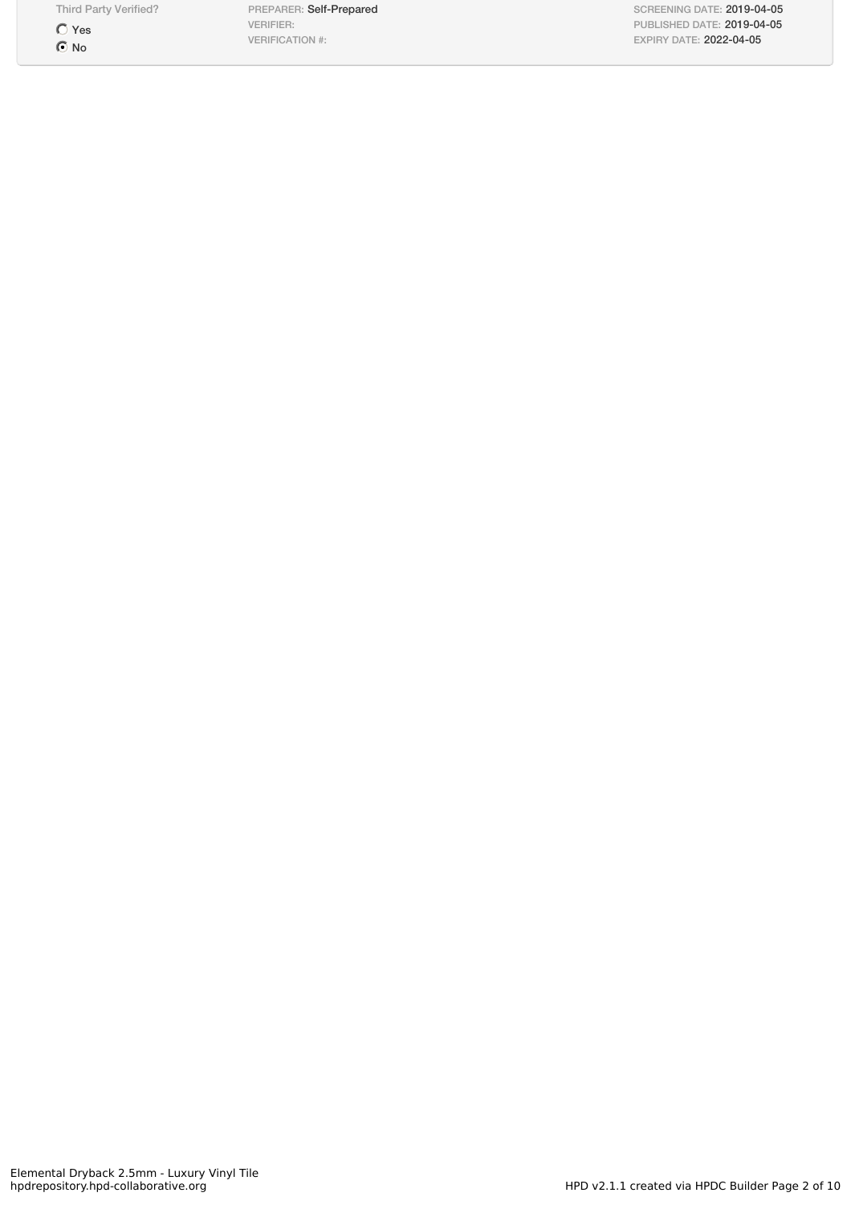| Third Party Verified? | PREPARER: Self-Prepared | SCREENING DATE: 2019-04-05 |
| --- | --- | --- |
| ○ Yes | VERIFIER: | PUBLISHED DATE: 2019-04-05 |
| ◉ No | VERIFICATION #: | EXPIRY DATE: 2022-04-05 |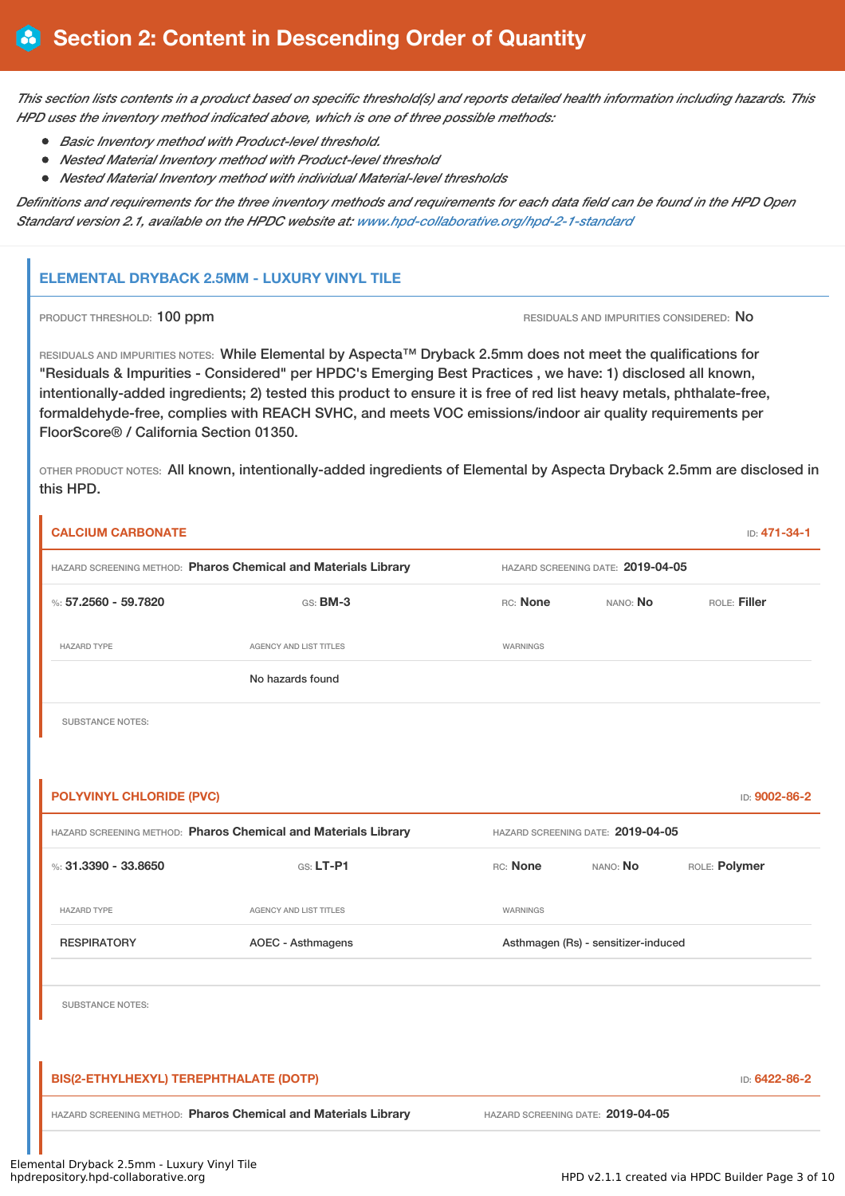# Section 2: Content in Descending Order of Quantity

*This section lists contents in a product based on specific threshold(s) and reports detailed health information including hazards. This HPD uses the inventory method indicated above, which is one of three possible methods:*

- *Basic Inventory method with Product-level threshold.*
- *Nested Material Inventory method with Product-level threshold*
- *Nested Material Inventory method with individual Material-level thresholds*

*Definitions and requirements for the three inventory methods and requirements for each data field can be found in the HPD Open Standard version 2.1, available on the HPDC website at: www.hpd-collaborative.org/hpd-2-1-standard*

## ELEMENTAL DRYBACK 2.5MM - LUXURY VINYL TILE

PRODUCT THRESHOLD: **100 ppm**

RESIDUALS AND IMPURITIES CONSIDERED: **No**

RESIDUALS AND IMPURITIES NOTES: While Elemental by Aspecta™ Dryback 2.5mm does not meet the qualifications for "Residuals & Impurities - Considered" per HPDC's Emerging Best Practices , we have: 1) disclosed all known, intentionally-added ingredients; 2) tested this product to ensure it is free of red list heavy metals, phthalate-free, formaldehyde-free, complies with REACH SVHC, and meets VOC emissions/indoor air quality requirements per FloorScore® / California Section 01350.

OTHER PRODUCT NOTES: All known, intentionally-added ingredients of Elemental by Aspecta Dryback 2.5mm are disclosed in this HPD.

### CALCIUM CARBONATE

ID: **471-34-1**

HAZARD SCREENING METHOD: **Pharos Chemical and Materials Library**

HAZARD SCREENING DATE: **2019-04-05**

%: **57.2560 - 59.7820** | GS: **BM-3** | RC: **None** | NANO: **No** | ROLE: **Filler**

| HAZARD TYPE | AGENCY AND LIST TITLES | WARNINGS |
|---|---|---|
| | No hazards found | |

SUBSTANCE NOTES:

### POLYVINYL CHLORIDE (PVC)

ID: **9002-86-2**

HAZARD SCREENING METHOD: **Pharos Chemical and Materials Library**

HAZARD SCREENING DATE: **2019-04-05**

%: **31.3390 - 33.8650** | GS: **LT-P1** | RC: **None** | NANO: **No** | ROLE: **Polymer**

| HAZARD TYPE | AGENCY AND LIST TITLES | WARNINGS |
|---|---|---|
| RESPIRATORY | AOEC - Asthmagens | Asthmagen (Rs) - sensitizer-induced |

SUBSTANCE NOTES:

### BIS(2-ETHYLHEXYL) TEREPHTHALATE (DOTP)

ID: **6422-86-2**

HAZARD SCREENING METHOD: **Pharos Chemical and Materials Library**

HAZARD SCREENING DATE: **2019-04-05**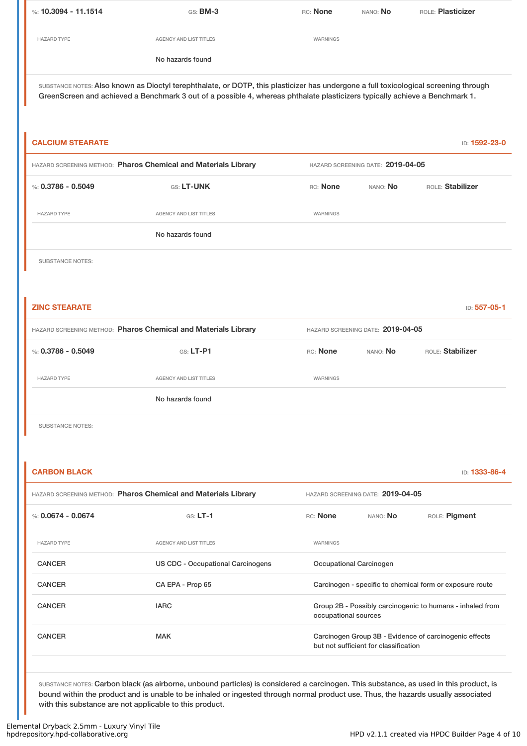%: **10.3094 - 11.1514** GS: **BM-3** RC: **None** NANO: **No** ROLE: **Plasticizer**

| HAZARD TYPE | AGENCY AND LIST TITLES | WARNINGS |
|---|---|---|
| | No hazards found | |

SUBSTANCE NOTES: Also known as Dioctyl terephthalate, or DOTP, this plasticizer has undergone a full toxicological screening through GreenScreen and achieved a Benchmark 3 out of a possible 4, whereas phthalate plasticizers typically achieve a Benchmark 1.

## CALCIUM STEARATE

ID: **1592-23-0**

HAZARD SCREENING METHOD: **Pharos Chemical and Materials Library** HAZARD SCREENING DATE: **2019-04-05**

%: **0.3786 - 0.5049** GS: **LT-UNK** RC: **None** NANO: **No** ROLE: **Stabilizer**

| HAZARD TYPE | AGENCY AND LIST TITLES | WARNINGS |
|---|---|---|
| | No hazards found | |

SUBSTANCE NOTES:

## ZINC STEARATE

ID: **557-05-1**

HAZARD SCREENING METHOD: **Pharos Chemical and Materials Library** HAZARD SCREENING DATE: **2019-04-05**

%: **0.3786 - 0.5049** GS: **LT-P1** RC: **None** NANO: **No** ROLE: **Stabilizer**

| HAZARD TYPE | AGENCY AND LIST TITLES | WARNINGS |
|---|---|---|
| | No hazards found | |

SUBSTANCE NOTES:

## CARBON BLACK

ID: **1333-86-4**

HAZARD SCREENING METHOD: **Pharos Chemical and Materials Library** HAZARD SCREENING DATE: **2019-04-05**

%: **0.0674 - 0.0674** GS: **LT-1** RC: **None** NANO: **No** ROLE: **Pigment**

| HAZARD TYPE | AGENCY AND LIST TITLES | WARNINGS |
|---|---|---|
| CANCER | US CDC - Occupational Carcinogens | Occupational Carcinogen |
| CANCER | CA EPA - Prop 65 | Carcinogen - specific to chemical form or exposure route |
| CANCER | IARC | Group 2B - Possibly carcinogenic to humans - inhaled from occupational sources |
| CANCER | MAK | Carcinogen Group 3B - Evidence of carcinogenic effects but not sufficient for classification |

SUBSTANCE NOTES: Carbon black (as airborne, unbound particles) is considered a carcinogen. This substance, as used in this product, is bound within the product and is unable to be inhaled or ingested through normal product use. Thus, the hazards usually associated with this substance are not applicable to this product.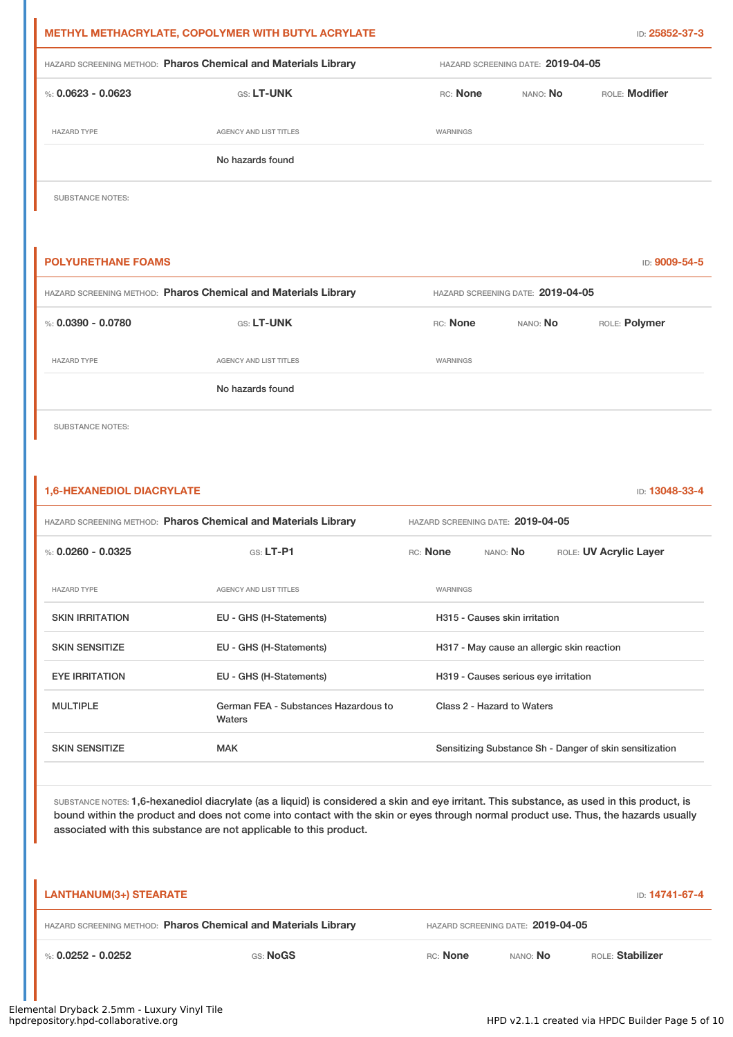## METHYL METHACRYLATE, COPOLYMER WITH BUTYL ACRYLATE

ID: **25852-37-3**

HAZARD SCREENING METHOD: **Pharos Chemical and Materials Library** HAZARD SCREENING DATE: **2019-04-05**

%: **0.0623 - 0.0623** GS: **LT-UNK** RC: **None** NANO: **No** ROLE: **Modifier**

| HAZARD TYPE | AGENCY AND LIST TITLES | WARNINGS |
|---|---|---|
| | No hazards found | |

SUBSTANCE NOTES:

## POLYURETHANE FOAMS

ID: **9009-54-5**

HAZARD SCREENING METHOD: **Pharos Chemical and Materials Library** HAZARD SCREENING DATE: **2019-04-05**

%: **0.0390 - 0.0780** GS: **LT-UNK** RC: **None** NANO: **No** ROLE: **Polymer**

| HAZARD TYPE | AGENCY AND LIST TITLES | WARNINGS |
|---|---|---|
| | No hazards found | |

SUBSTANCE NOTES:

## 1,6-HEXANEDIOL DIACRYLATE

ID: **13048-33-4**

HAZARD SCREENING METHOD: **Pharos Chemical and Materials Library** HAZARD SCREENING DATE: **2019-04-05**

%: **0.0260 - 0.0325** GS: **LT-P1** RC: **None** NANO: **No** ROLE: **UV Acrylic Layer**

| HAZARD TYPE | AGENCY AND LIST TITLES | WARNINGS |
|---|---|---|
| SKIN IRRITATION | EU - GHS (H-Statements) | H315 - Causes skin irritation |
| SKIN SENSITIZE | EU - GHS (H-Statements) | H317 - May cause an allergic skin reaction |
| EYE IRRITATION | EU - GHS (H-Statements) | H319 - Causes serious eye irritation |
| MULTIPLE | German FEA - Substances Hazardous to Waters | Class 2 - Hazard to Waters |
| SKIN SENSITIZE | MAK | Sensitizing Substance Sh - Danger of skin sensitization |

SUBSTANCE NOTES: **1,6-hexanediol diacrylate (as a liquid) is considered a skin and eye irritant. This substance, as used in this product, is bound within the product and does not come into contact with the skin or eyes through normal product use. Thus, the hazards usually associated with this substance are not applicable to this product.**

## LANTHANUM(3+) STEARATE

ID: **14741-67-4**

HAZARD SCREENING METHOD: **Pharos Chemical and Materials Library** HAZARD SCREENING DATE: **2019-04-05**

%: **0.0252 - 0.0252** GS: **NoGS** RC: **None** NANO: **No** ROLE: **Stabilizer**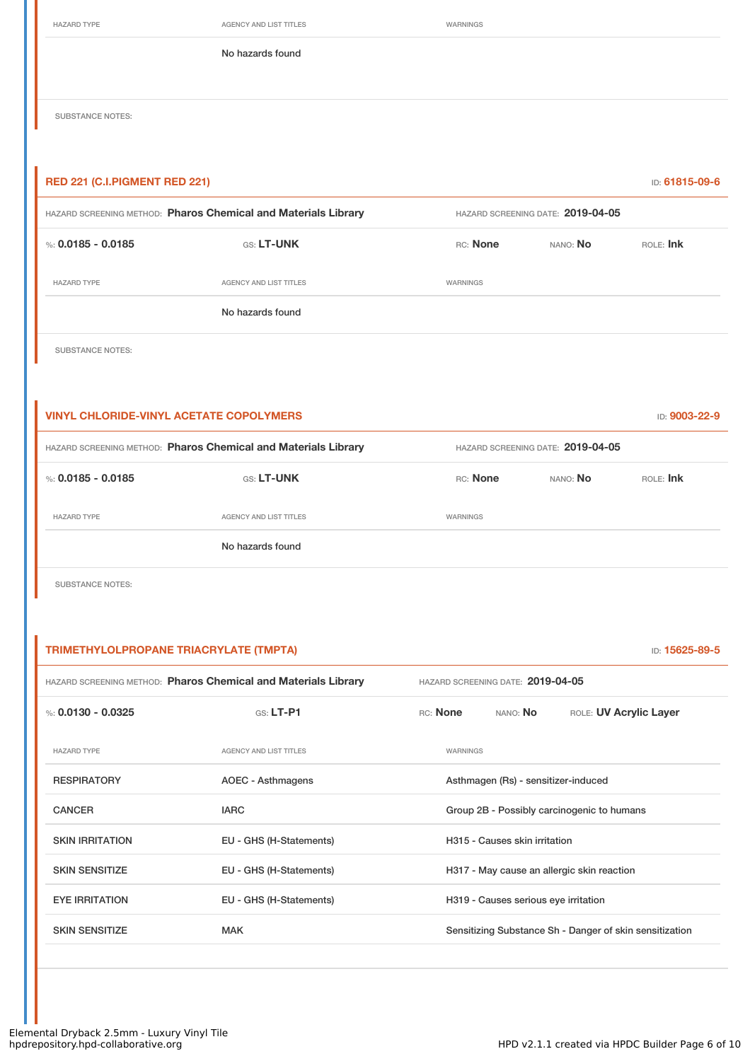| HAZARD TYPE | AGENCY AND LIST TITLES | WARNINGS |
|---|---|---|
| | No hazards found | |

SUBSTANCE NOTES:

### RED 221 (C.I.PIGMENT RED 221)

ID: **61815-09-6**

HAZARD SCREENING METHOD: **Pharos Chemical and Materials Library** HAZARD SCREENING DATE: **2019-04-05**

%: **0.0185 - 0.0185** GS: **LT-UNK** RC: **None** NANO: **No** ROLE: **Ink**

| HAZARD TYPE | AGENCY AND LIST TITLES | WARNINGS |
|---|---|---|
| | No hazards found | |

SUBSTANCE NOTES:

### VINYL CHLORIDE-VINYL ACETATE COPOLYMERS

ID: **9003-22-9**

HAZARD SCREENING METHOD: **Pharos Chemical and Materials Library** HAZARD SCREENING DATE: **2019-04-05**

%: **0.0185 - 0.0185** GS: **LT-UNK** RC: **None** NANO: **No** ROLE: **Ink**

| HAZARD TYPE | AGENCY AND LIST TITLES | WARNINGS |
|---|---|---|
| | No hazards found | |

SUBSTANCE NOTES:

### TRIMETHYLOLPROPANE TRIACRYLATE (TMPTA)

ID: **15625-89-5**

HAZARD SCREENING METHOD: **Pharos Chemical and Materials Library** HAZARD SCREENING DATE: **2019-04-05**

%: **0.0130 - 0.0325** GS: **LT-P1** RC: **None** NANO: **No** ROLE: **UV Acrylic Layer**

| HAZARD TYPE | AGENCY AND LIST TITLES | WARNINGS |
|---|---|---|
| RESPIRATORY | AOEC - Asthmagens | Asthmagen (Rs) - sensitizer-induced |
| CANCER | IARC | Group 2B - Possibly carcinogenic to humans |
| SKIN IRRITATION | EU - GHS (H-Statements) | H315 - Causes skin irritation |
| SKIN SENSITIZE | EU - GHS (H-Statements) | H317 - May cause an allergic skin reaction |
| EYE IRRITATION | EU - GHS (H-Statements) | H319 - Causes serious eye irritation |
| SKIN SENSITIZE | MAK | Sensitizing Substance Sh - Danger of skin sensitization |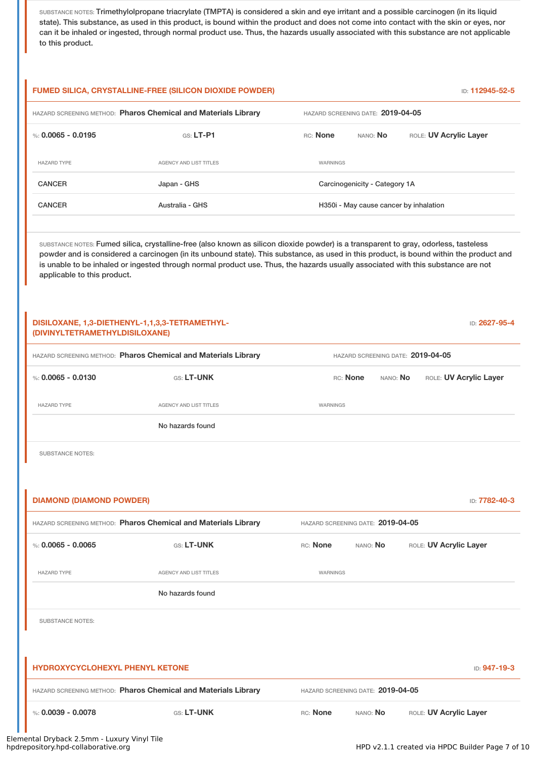SUBSTANCE NOTES: Trimethylolpropane triacrylate (TMPTA) is considered a skin and eye irritant and a possible carcinogen (in its liquid state). This substance, as used in this product, is bound within the product and does not come into contact with the skin or eyes, nor can it be inhaled or ingested, through normal product use. Thus, the hazards usually associated with this substance are not applicable to this product.

### FUMED SILICA, CRYSTALLINE-FREE (SILICON DIOXIDE POWDER)

ID: 112945-52-5

HAZARD SCREENING METHOD: **Pharos Chemical and Materials Library** HAZARD SCREENING DATE: **2019-04-05**

%: **0.0065 - 0.0195** GS: **LT-P1** RC: **None** NANO: **No** ROLE: **UV Acrylic Layer**

| HAZARD TYPE | AGENCY AND LIST TITLES | WARNINGS |
| --- | --- | --- |
| CANCER | Japan - GHS | Carcinogenicity - Category 1A |
| CANCER | Australia - GHS | H350i - May cause cancer by inhalation |

SUBSTANCE NOTES: Fumed silica, crystalline-free (also known as silicon dioxide powder) is a transparent to gray, odorless, tasteless powder and is considered a carcinogen (in its unbound state). This substance, as used in this product, is bound within the product and is unable to be inhaled or ingested through normal product use. Thus, the hazards usually associated with this substance are not applicable to this product.

### DISILOXANE, 1,3-DIETHENYL-1,1,3,3-TETRAMETHYL- (DIVINYLTETRAMETHYLDISILOXANE)

ID: 2627-95-4

HAZARD SCREENING METHOD: **Pharos Chemical and Materials Library** HAZARD SCREENING DATE: **2019-04-05**

%: **0.0065 - 0.0130** GS: **LT-UNK** RC: **None** NANO: **No** ROLE: **UV Acrylic Layer**

| HAZARD TYPE | AGENCY AND LIST TITLES | WARNINGS |
| --- | --- | --- |
| | No hazards found | |

SUBSTANCE NOTES:

### DIAMOND (DIAMOND POWDER)

ID: 7782-40-3

HAZARD SCREENING METHOD: **Pharos Chemical and Materials Library** HAZARD SCREENING DATE: **2019-04-05**

%: **0.0065 - 0.0065** GS: **LT-UNK** RC: **None** NANO: **No** ROLE: **UV Acrylic Layer**

| HAZARD TYPE | AGENCY AND LIST TITLES | WARNINGS |
| --- | --- | --- |
| | No hazards found | |

SUBSTANCE NOTES:

### HYDROXYCYCLOHEXYL PHENYL KETONE

ID: 947-19-3

HAZARD SCREENING METHOD: **Pharos Chemical and Materials Library** HAZARD SCREENING DATE: **2019-04-05**

%: **0.0039 - 0.0078** GS: **LT-UNK** RC: **None** NANO: **No** ROLE: **UV Acrylic Layer**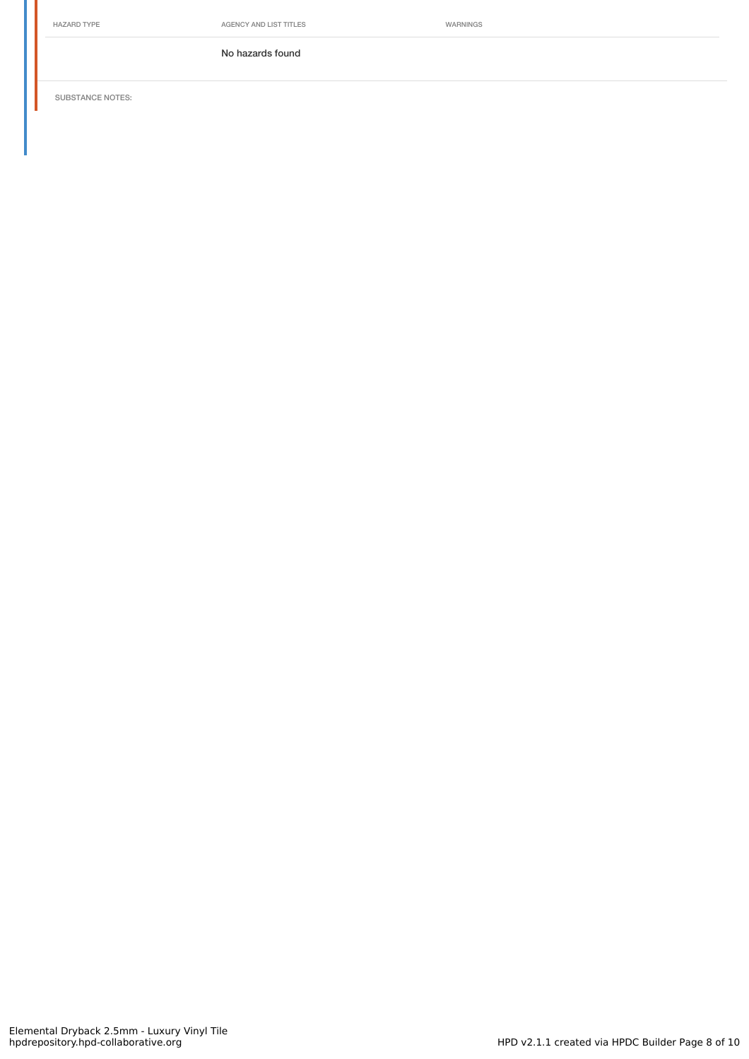| HAZARD TYPE | AGENCY AND LIST TITLES | WARNINGS |
| --- | --- | --- |
| | No hazards found | |

SUBSTANCE NOTES: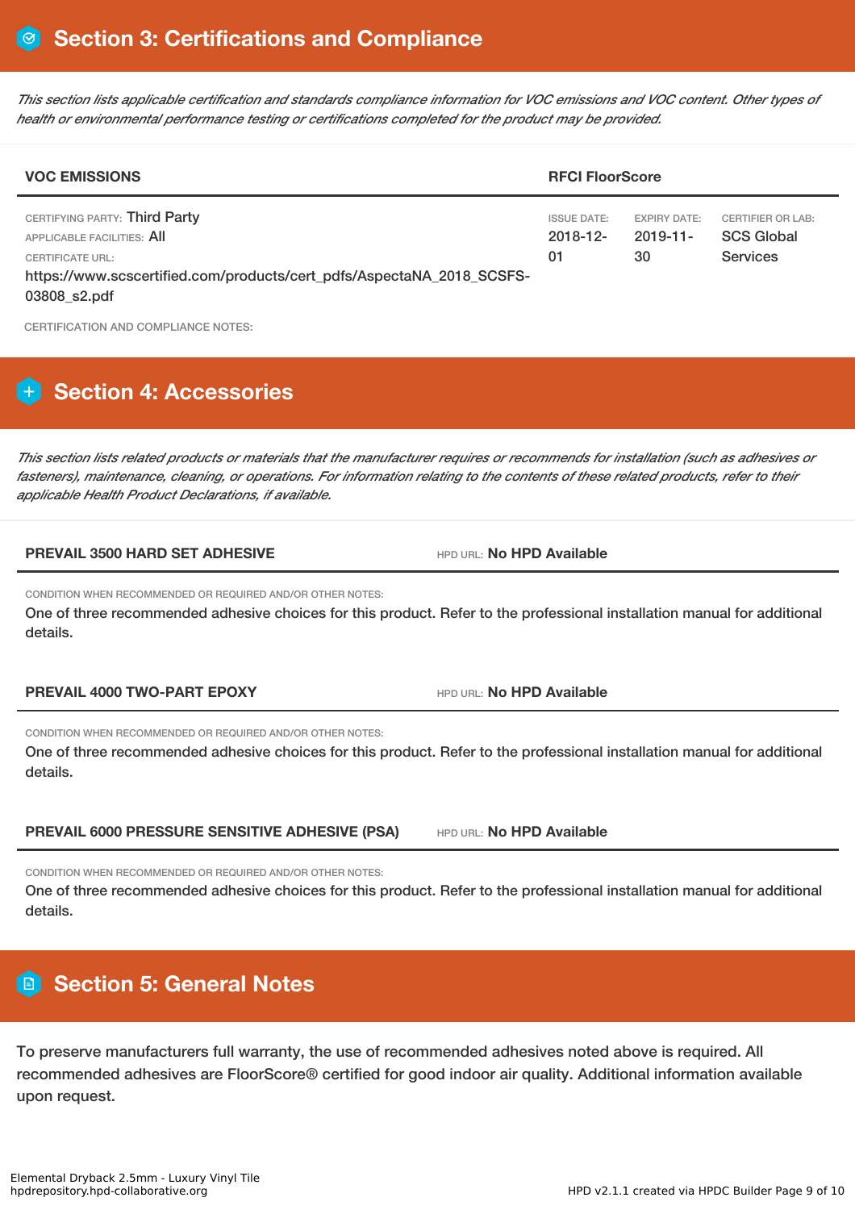## Section 3: Certifications and Compliance

*This section lists applicable certification and standards compliance information for VOC emissions and VOC content. Other types of health or environmental performance testing or certifications completed for the product may be provided.*

| VOC EMISSIONS | RFCI FloorScore | | |
|---|---|---|---|
| CERTIFYING PARTY: Third Party<br>APPLICABLE FACILITIES: All<br>CERTIFICATE URL:<br>https://www.scscertified.com/products/cert_pdfs/AspectaNA_2018_SCSFS-03808_s2.pdf | ISSUE DATE:<br>2018-12-01 | EXPIRY DATE:<br>2019-11-30 | CERTIFIER OR LAB:<br>SCS Global Services |

CERTIFICATION AND COMPLIANCE NOTES:

## Section 4: Accessories

*This section lists related products or materials that the manufacturer requires or recommends for installation (such as adhesives or fasteners), maintenance, cleaning, or operations. For information relating to the contents of these related products, refer to their applicable Health Product Declarations, if available.*

**PREVAIL 3500 HARD SET ADHESIVE** — HPD URL: **No HPD Available**

CONDITION WHEN RECOMMENDED OR REQUIRED AND/OR OTHER NOTES:

One of three recommended adhesive choices for this product. Refer to the professional installation manual for additional details.

**PREVAIL 4000 TWO-PART EPOXY** — HPD URL: **No HPD Available**

CONDITION WHEN RECOMMENDED OR REQUIRED AND/OR OTHER NOTES:

One of three recommended adhesive choices for this product. Refer to the professional installation manual for additional details.

**PREVAIL 6000 PRESSURE SENSITIVE ADHESIVE (PSA)** — HPD URL: **No HPD Available**

CONDITION WHEN RECOMMENDED OR REQUIRED AND/OR OTHER NOTES:

One of three recommended adhesive choices for this product. Refer to the professional installation manual for additional details.

## Section 5: General Notes

To preserve manufacturers full warranty, the use of recommended adhesives noted above is required. All recommended adhesives are FloorScore® certified for good indoor air quality. Additional information available upon request.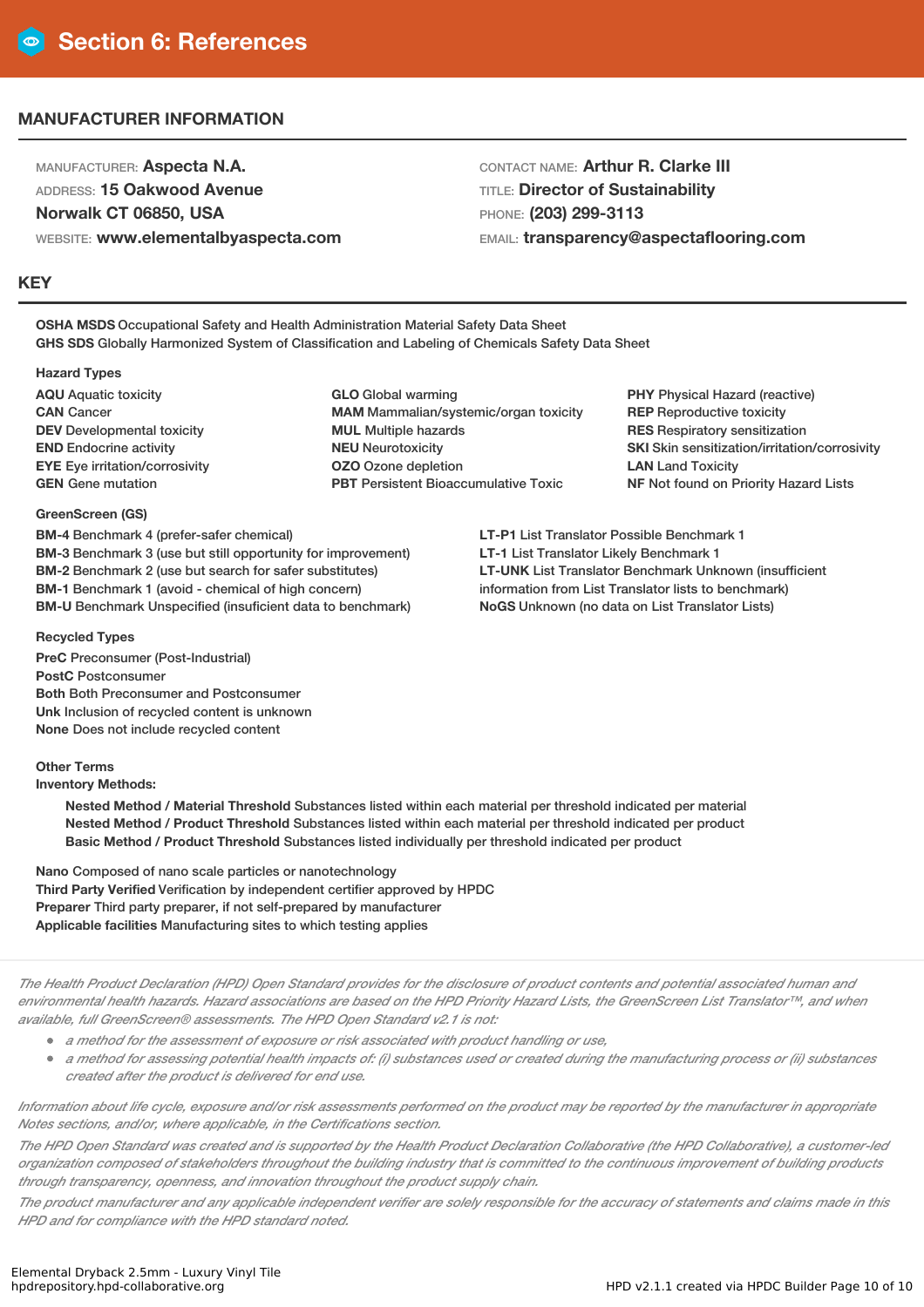# Section 6: References

## MANUFACTURER INFORMATION

MANUFACTURER: **Aspecta N.A.**
ADDRESS: **15 Oakwood Avenue**
**Norwalk CT 06850, USA**
WEBSITE: **www.elementalbyaspecta.com**

CONTACT NAME: **Arthur R. Clarke III**
TITLE: **Director of Sustainability**
PHONE: **(203) 299-3113**
EMAIL: **transparency@aspectaflooring.com**

## KEY

**OSHA MSDS** Occupational Safety and Health Administration Material Safety Data Sheet
**GHS SDS** Globally Harmonized System of Classification and Labeling of Chemicals Safety Data Sheet

### Hazard Types

**AQU** Aquatic toxicity
**CAN** Cancer
**DEV** Developmental toxicity
**END** Endocrine activity
**EYE** Eye irritation/corrosivity
**GEN** Gene mutation
**GLO** Global warming
**MAM** Mammalian/systemic/organ toxicity
**MUL** Multiple hazards
**NEU** Neurotoxicity
**OZO** Ozone depletion
**PBT** Persistent Bioaccumulative Toxic
**PHY** Physical Hazard (reactive)
**REP** Reproductive toxicity
**RES** Respiratory sensitization
**SKI** Skin sensitization/irritation/corrosivity
**LAN** Land Toxicity
**NF** Not found on Priority Hazard Lists

### GreenScreen (GS)

**BM-4** Benchmark 4 (prefer-safer chemical)
**BM-3** Benchmark 3 (use but still opportunity for improvement)
**BM-2** Benchmark 2 (use but search for safer substitutes)
**BM-1** Benchmark 1 (avoid - chemical of high concern)
**BM-U** Benchmark Unspecified (insuficient data to benchmark)
**LT-P1** List Translator Possible Benchmark 1
**LT-1** List Translator Likely Benchmark 1
**LT-UNK** List Translator Benchmark Unknown (insufficient information from List Translator lists to benchmark)
**NoGS** Unknown (no data on List Translator Lists)

### Recycled Types

**PreC** Preconsumer (Post-Industrial)
**PostC** Postconsumer
**Both** Both Preconsumer and Postconsumer
**Unk** Inclusion of recycled content is unknown
**None** Does not include recycled content

### Other Terms

**Inventory Methods:**

- **Nested Method / Material Threshold** Substances listed within each material per threshold indicated per material
- **Nested Method / Product Threshold** Substances listed within each material per threshold indicated per product
- **Basic Method / Product Threshold** Substances listed individually per threshold indicated per product

**Nano** Composed of nano scale particles or nanotechnology
**Third Party Verified** Verification by independent certifier approved by HPDC
**Preparer** Third party preparer, if not self-prepared by manufacturer
**Applicable facilities** Manufacturing sites to which testing applies

*The Health Product Declaration (HPD) Open Standard provides for the disclosure of product contents and potential associated human and environmental health hazards. Hazard associations are based on the HPD Priority Hazard Lists, the GreenScreen List Translator™, and when available, full GreenScreen® assessments. The HPD Open Standard v2.1 is not:*

- *a method for the assessment of exposure or risk associated with product handling or use,*
- *a method for assessing potential health impacts of: (i) substances used or created during the manufacturing process or (ii) substances created after the product is delivered for end use.*

*Information about life cycle, exposure and/or risk assessments performed on the product may be reported by the manufacturer in appropriate Notes sections, and/or, where applicable, in the Certifications section.*

*The HPD Open Standard was created and is supported by the Health Product Declaration Collaborative (the HPD Collaborative), a customer-led organization composed of stakeholders throughout the building industry that is committed to the continuous improvement of building products through transparency, openness, and innovation throughout the product supply chain.*

*The product manufacturer and any applicable independent verifier are solely responsible for the accuracy of statements and claims made in this HPD and for compliance with the HPD standard noted.*